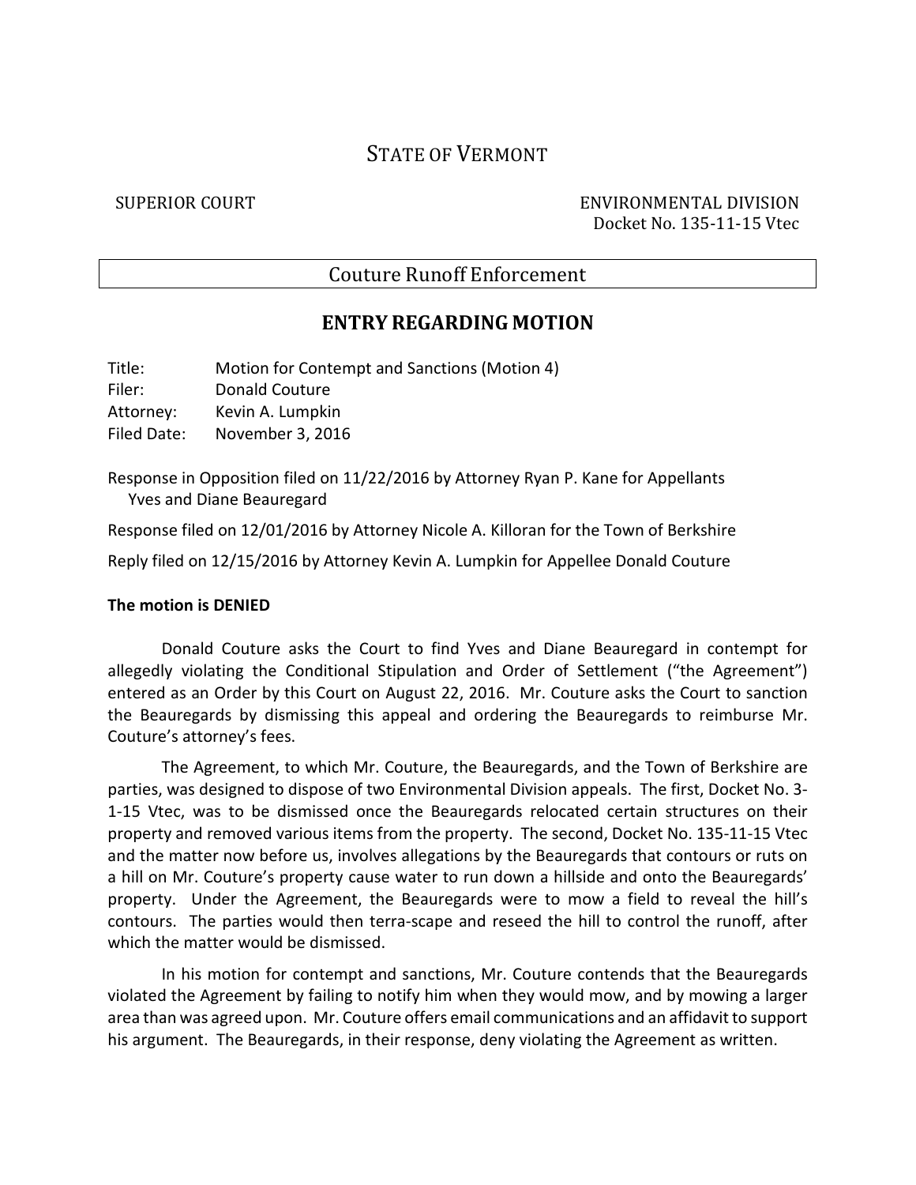# STATE OF VERMONT

SUPERIOR COURT

ENVIRONMENTAL DIVISION
Docket No. 135-11-15 Vtec

## Couture Runoff Enforcement

## ENTRY REGARDING MOTION

Title: Motion for Contempt and Sanctions (Motion 4)
Filer: Donald Couture
Attorney: Kevin A. Lumpkin
Filed Date: November 3, 2016

Response in Opposition filed on 11/22/2016 by Attorney Ryan P. Kane for Appellants Yves and Diane Beauregard

Response filed on 12/01/2016 by Attorney Nicole A. Killoran for the Town of Berkshire

Reply filed on 12/15/2016 by Attorney Kevin A. Lumpkin for Appellee Donald Couture

**The motion is DENIED**

Donald Couture asks the Court to find Yves and Diane Beauregard in contempt for allegedly violating the Conditional Stipulation and Order of Settlement ("the Agreement") entered as an Order by this Court on August 22, 2016. Mr. Couture asks the Court to sanction the Beauregards by dismissing this appeal and ordering the Beauregards to reimburse Mr. Couture's attorney's fees.

The Agreement, to which Mr. Couture, the Beauregards, and the Town of Berkshire are parties, was designed to dispose of two Environmental Division appeals. The first, Docket No. 3-1-15 Vtec, was to be dismissed once the Beauregards relocated certain structures on their property and removed various items from the property. The second, Docket No. 135-11-15 Vtec and the matter now before us, involves allegations by the Beauregards that contours or ruts on a hill on Mr. Couture's property cause water to run down a hillside and onto the Beauregards' property. Under the Agreement, the Beauregards were to mow a field to reveal the hill's contours. The parties would then terra-scape and reseed the hill to control the runoff, after which the matter would be dismissed.

In his motion for contempt and sanctions, Mr. Couture contends that the Beauregards violated the Agreement by failing to notify him when they would mow, and by mowing a larger area than was agreed upon. Mr. Couture offers email communications and an affidavit to support his argument. The Beauregards, in their response, deny violating the Agreement as written.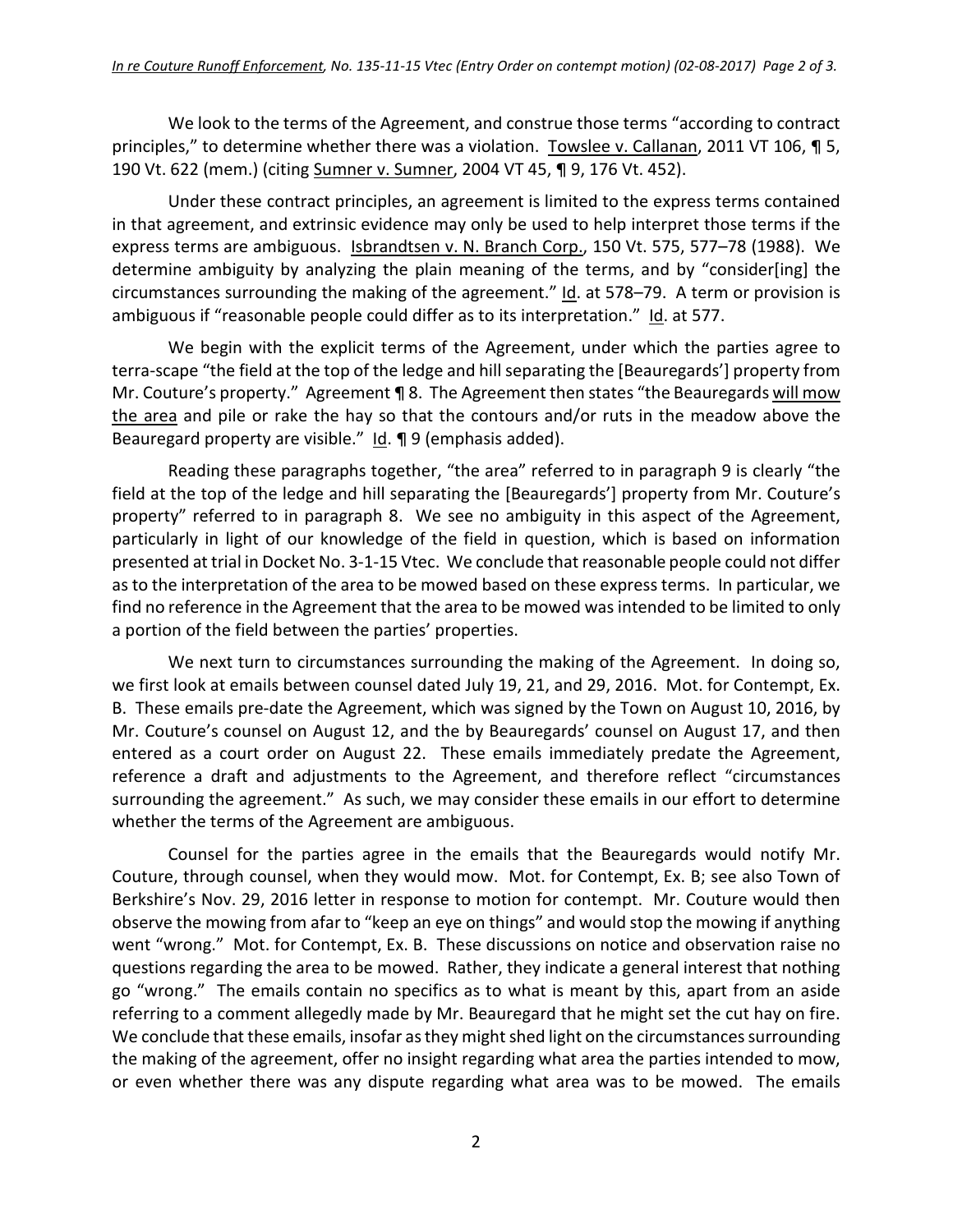We look to the terms of the Agreement, and construe those terms "according to contract principles," to determine whether there was a violation. Towslee v. Callanan, 2011 VT 106, ¶ 5, 190 Vt. 622 (mem.) (citing Sumner v. Sumner, 2004 VT 45, ¶ 9, 176 Vt. 452).

Under these contract principles, an agreement is limited to the express terms contained in that agreement, and extrinsic evidence may only be used to help interpret those terms if the express terms are ambiguous. Isbrandtsen v. N. Branch Corp., 150 Vt. 575, 577–78 (1988). We determine ambiguity by analyzing the plain meaning of the terms, and by "consider[ing] the circumstances surrounding the making of the agreement." Id. at 578–79. A term or provision is ambiguous if "reasonable people could differ as to its interpretation." Id. at 577.

We begin with the explicit terms of the Agreement, under which the parties agree to terra-scape "the field at the top of the ledge and hill separating the [Beauregards'] property from Mr. Couture's property." Agreement ¶ 8. The Agreement then states "the Beauregards will mow the area and pile or rake the hay so that the contours and/or ruts in the meadow above the Beauregard property are visible." Id. ¶ 9 (emphasis added).

Reading these paragraphs together, "the area" referred to in paragraph 9 is clearly "the field at the top of the ledge and hill separating the [Beauregards'] property from Mr. Couture's property" referred to in paragraph 8. We see no ambiguity in this aspect of the Agreement, particularly in light of our knowledge of the field in question, which is based on information presented at trial in Docket No. 3-1-15 Vtec. We conclude that reasonable people could not differ as to the interpretation of the area to be mowed based on these express terms. In particular, we find no reference in the Agreement that the area to be mowed was intended to be limited to only a portion of the field between the parties' properties.

We next turn to circumstances surrounding the making of the Agreement. In doing so, we first look at emails between counsel dated July 19, 21, and 29, 2016. Mot. for Contempt, Ex. B. These emails pre-date the Agreement, which was signed by the Town on August 10, 2016, by Mr. Couture's counsel on August 12, and the by Beauregards' counsel on August 17, and then entered as a court order on August 22. These emails immediately predate the Agreement, reference a draft and adjustments to the Agreement, and therefore reflect "circumstances surrounding the agreement." As such, we may consider these emails in our effort to determine whether the terms of the Agreement are ambiguous.

Counsel for the parties agree in the emails that the Beauregards would notify Mr. Couture, through counsel, when they would mow. Mot. for Contempt, Ex. B; see also Town of Berkshire's Nov. 29, 2016 letter in response to motion for contempt. Mr. Couture would then observe the mowing from afar to "keep an eye on things" and would stop the mowing if anything went "wrong." Mot. for Contempt, Ex. B. These discussions on notice and observation raise no questions regarding the area to be mowed. Rather, they indicate a general interest that nothing go "wrong." The emails contain no specifics as to what is meant by this, apart from an aside referring to a comment allegedly made by Mr. Beauregard that he might set the cut hay on fire. We conclude that these emails, insofar as they might shed light on the circumstances surrounding the making of the agreement, offer no insight regarding what area the parties intended to mow, or even whether there was any dispute regarding what area was to be mowed. The emails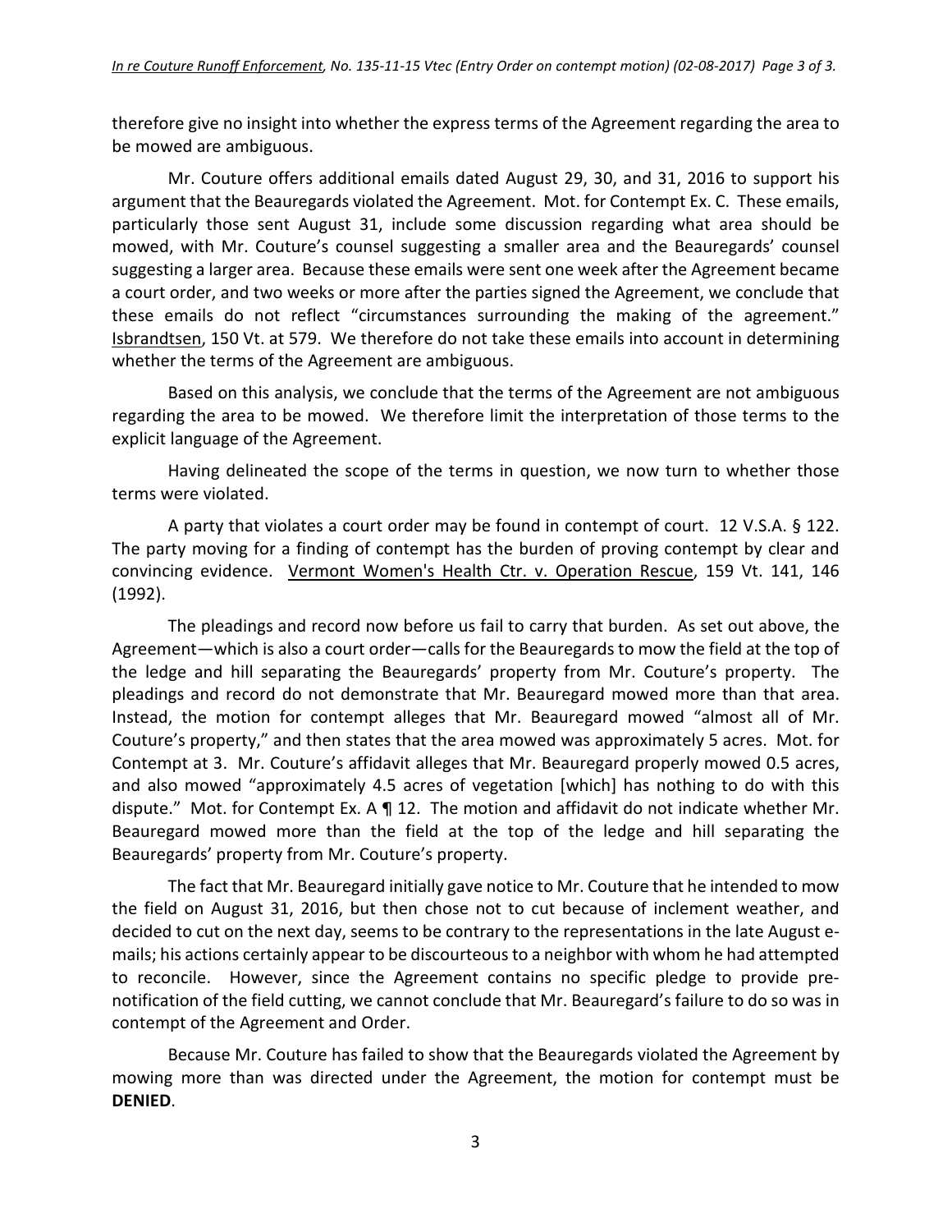therefore give no insight into whether the express terms of the Agreement regarding the area to be mowed are ambiguous.

Mr. Couture offers additional emails dated August 29, 30, and 31, 2016 to support his argument that the Beauregards violated the Agreement. Mot. for Contempt Ex. C. These emails, particularly those sent August 31, include some discussion regarding what area should be mowed, with Mr. Couture's counsel suggesting a smaller area and the Beauregards' counsel suggesting a larger area. Because these emails were sent one week after the Agreement became a court order, and two weeks or more after the parties signed the Agreement, we conclude that these emails do not reflect "circumstances surrounding the making of the agreement." Isbrandtsen, 150 Vt. at 579. We therefore do not take these emails into account in determining whether the terms of the Agreement are ambiguous.

Based on this analysis, we conclude that the terms of the Agreement are not ambiguous regarding the area to be mowed. We therefore limit the interpretation of those terms to the explicit language of the Agreement.

Having delineated the scope of the terms in question, we now turn to whether those terms were violated.

A party that violates a court order may be found in contempt of court. 12 V.S.A. § 122. The party moving for a finding of contempt has the burden of proving contempt by clear and convincing evidence. Vermont Women's Health Ctr. v. Operation Rescue, 159 Vt. 141, 146 (1992).

The pleadings and record now before us fail to carry that burden. As set out above, the Agreement—which is also a court order—calls for the Beauregards to mow the field at the top of the ledge and hill separating the Beauregards' property from Mr. Couture's property. The pleadings and record do not demonstrate that Mr. Beauregard mowed more than that area. Instead, the motion for contempt alleges that Mr. Beauregard mowed "almost all of Mr. Couture's property," and then states that the area mowed was approximately 5 acres. Mot. for Contempt at 3. Mr. Couture's affidavit alleges that Mr. Beauregard properly mowed 0.5 acres, and also mowed "approximately 4.5 acres of vegetation [which] has nothing to do with this dispute." Mot. for Contempt Ex. A ¶ 12. The motion and affidavit do not indicate whether Mr. Beauregard mowed more than the field at the top of the ledge and hill separating the Beauregards' property from Mr. Couture's property.

The fact that Mr. Beauregard initially gave notice to Mr. Couture that he intended to mow the field on August 31, 2016, but then chose not to cut because of inclement weather, and decided to cut on the next day, seems to be contrary to the representations in the late August e-mails; his actions certainly appear to be discourteous to a neighbor with whom he had attempted to reconcile. However, since the Agreement contains no specific pledge to provide pre-notification of the field cutting, we cannot conclude that Mr. Beauregard's failure to do so was in contempt of the Agreement and Order.

Because Mr. Couture has failed to show that the Beauregards violated the Agreement by mowing more than was directed under the Agreement, the motion for contempt must be **DENIED**.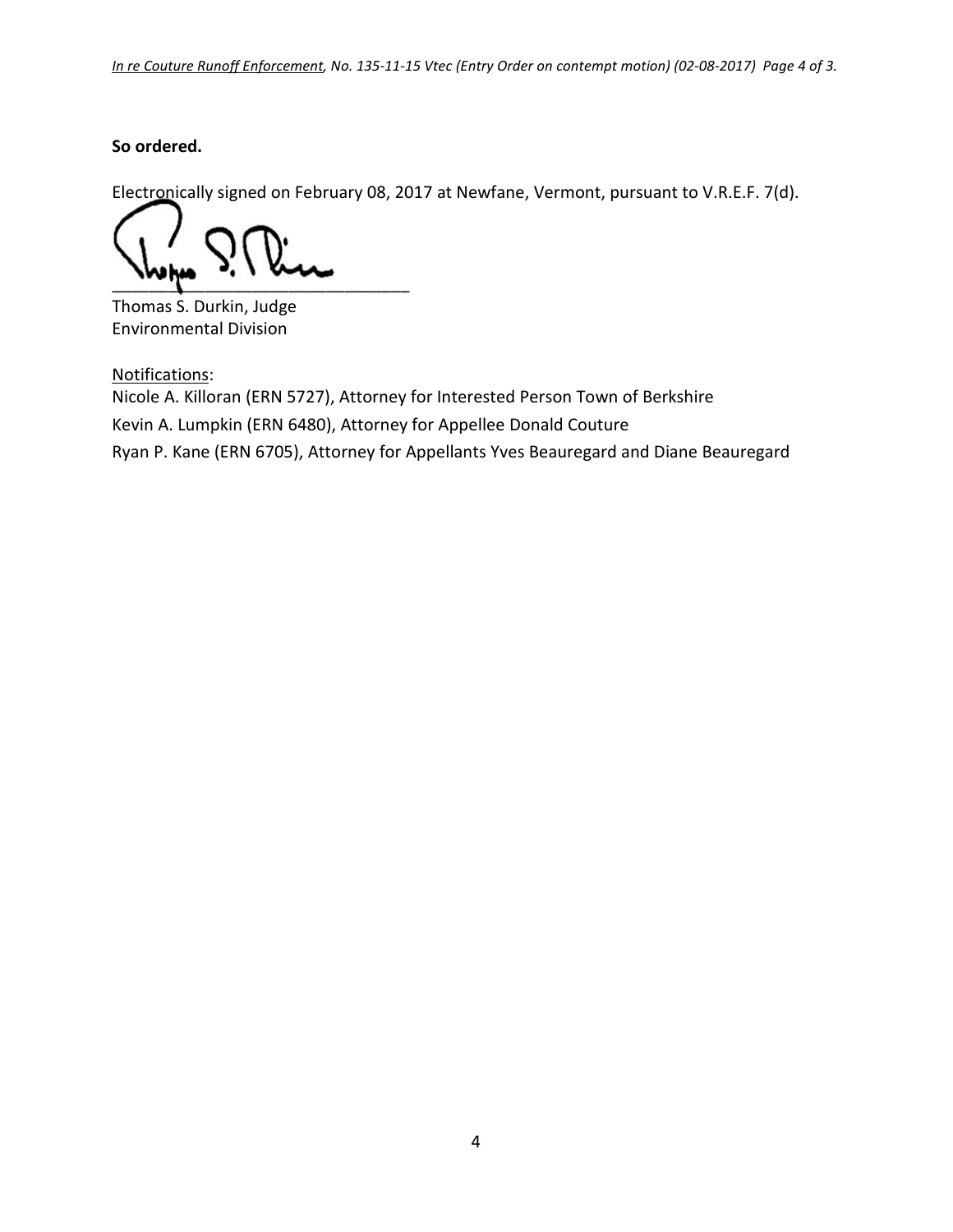**So ordered.**

Electronically signed on February 08, 2017 at Newfane, Vermont, pursuant to V.R.E.F. 7(d).

_________________________________
Thomas S. Durkin, Judge
Environmental Division

Notifications:
Nicole A. Killoran (ERN 5727), Attorney for Interested Person Town of Berkshire
Kevin A. Lumpkin (ERN 6480), Attorney for Appellee Donald Couture
Ryan P. Kane (ERN 6705), Attorney for Appellants Yves Beauregard and Diane Beauregard